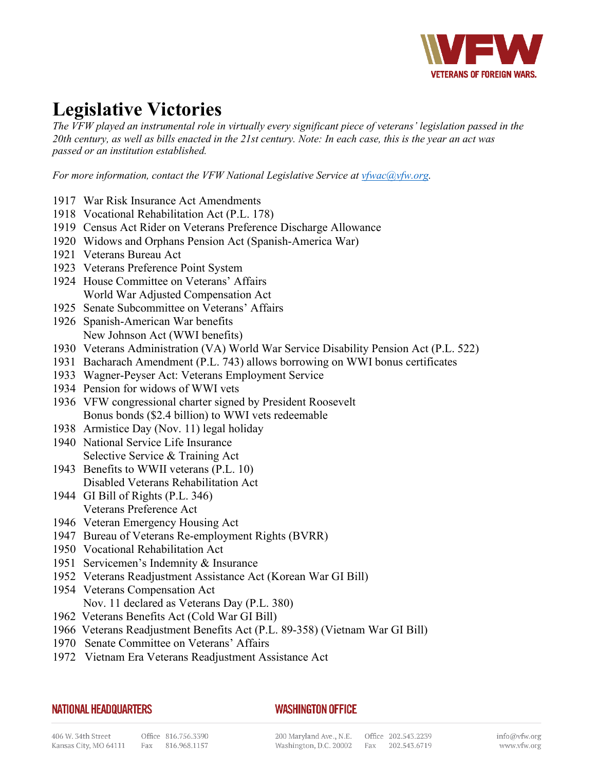# Legislative Victories

*The VFW played an instrumental role in virtually every significant piece of veterans' legislation passed in the 20th century, as well as bills enacted in the 21st century. Note: In each case, this is the year an act was passed or an institution established.*

*For more information, contact the VFW National Legislative Service at vfwac@vfw.org.*

1917 War Risk Insurance Act Amendments
1918 Vocational Rehabilitation Act (P.L. 178)
1919 Census Act Rider on Veterans Preference Discharge Allowance
1920 Widows and Orphans Pension Act (Spanish-America War)
1921 Veterans Bureau Act
1923 Veterans Preference Point System
1924 House Committee on Veterans' Affairs
World War Adjusted Compensation Act
1925 Senate Subcommittee on Veterans' Affairs
1926 Spanish-American War benefits
New Johnson Act (WWI benefits)
1930 Veterans Administration (VA) World War Service Disability Pension Act (P.L. 522)
1931 Bacharach Amendment (P.L. 743) allows borrowing on WWI bonus certificates
1933 Wagner-Peyser Act: Veterans Employment Service
1934 Pension for widows of WWI vets
1936 VFW congressional charter signed by President Roosevelt
Bonus bonds ($2.4 billion) to WWI vets redeemable
1938 Armistice Day (Nov. 11) legal holiday
1940 National Service Life Insurance
Selective Service & Training Act
1943 Benefits to WWII veterans (P.L. 10)
Disabled Veterans Rehabilitation Act
1944 GI Bill of Rights (P.L. 346)
Veterans Preference Act
1946 Veteran Emergency Housing Act
1947 Bureau of Veterans Re-employment Rights (BVRR)
1950 Vocational Rehabilitation Act
1951 Servicemen's Indemnity & Insurance
1952 Veterans Readjustment Assistance Act (Korean War GI Bill)
1954 Veterans Compensation Act
Nov. 11 declared as Veterans Day (P.L. 380)
1962 Veterans Benefits Act (Cold War GI Bill)
1966 Veterans Readjustment Benefits Act (P.L. 89-358) (Vietnam War GI Bill)
1970 Senate Committee on Veterans' Affairs
1972 Vietnam Era Veterans Readjustment Assistance Act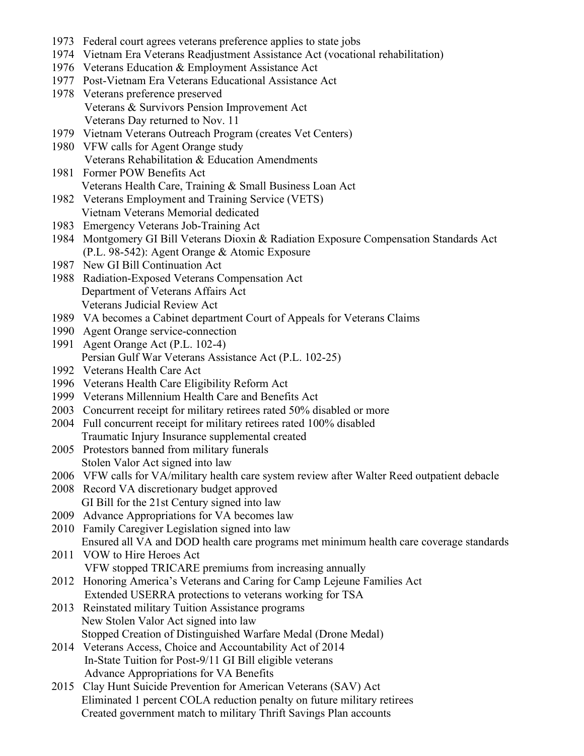1973 Federal court agrees veterans preference applies to state jobs
1974 Vietnam Era Veterans Readjustment Assistance Act (vocational rehabilitation)
1976 Veterans Education & Employment Assistance Act
1977 Post-Vietnam Era Veterans Educational Assistance Act
1978 Veterans preference preserved
Veterans & Survivors Pension Improvement Act
Veterans Day returned to Nov. 11
1979 Vietnam Veterans Outreach Program (creates Vet Centers)
1980 VFW calls for Agent Orange study
Veterans Rehabilitation & Education Amendments
1981 Former POW Benefits Act
Veterans Health Care, Training & Small Business Loan Act
1982 Veterans Employment and Training Service (VETS)
Vietnam Veterans Memorial dedicated
1983 Emergency Veterans Job-Training Act
1984 Montgomery GI Bill Veterans Dioxin & Radiation Exposure Compensation Standards Act (P.L. 98-542): Agent Orange & Atomic Exposure
1987 New GI Bill Continuation Act
1988 Radiation-Exposed Veterans Compensation Act
Department of Veterans Affairs Act
Veterans Judicial Review Act
1989 VA becomes a Cabinet department Court of Appeals for Veterans Claims
1990 Agent Orange service-connection
1991 Agent Orange Act (P.L. 102-4)
Persian Gulf War Veterans Assistance Act (P.L. 102-25)
1992 Veterans Health Care Act
1996 Veterans Health Care Eligibility Reform Act
1999 Veterans Millennium Health Care and Benefits Act
2003 Concurrent receipt for military retirees rated 50% disabled or more
2004 Full concurrent receipt for military retirees rated 100% disabled
Traumatic Injury Insurance supplemental created
2005 Protestors banned from military funerals
Stolen Valor Act signed into law
2006 VFW calls for VA/military health care system review after Walter Reed outpatient debacle
2008 Record VA discretionary budget approved
GI Bill for the 21st Century signed into law
2009 Advance Appropriations for VA becomes law
2010 Family Caregiver Legislation signed into law
Ensured all VA and DOD health care programs met minimum health care coverage standards
2011 VOW to Hire Heroes Act
VFW stopped TRICARE premiums from increasing annually
2012 Honoring America's Veterans and Caring for Camp Lejeune Families Act
Extended USERRA protections to veterans working for TSA
2013 Reinstated military Tuition Assistance programs
New Stolen Valor Act signed into law
Stopped Creation of Distinguished Warfare Medal (Drone Medal)
2014 Veterans Access, Choice and Accountability Act of 2014
In-State Tuition for Post-9/11 GI Bill eligible veterans
Advance Appropriations for VA Benefits
2015 Clay Hunt Suicide Prevention for American Veterans (SAV) Act
Eliminated 1 percent COLA reduction penalty on future military retirees
Created government match to military Thrift Savings Plan accounts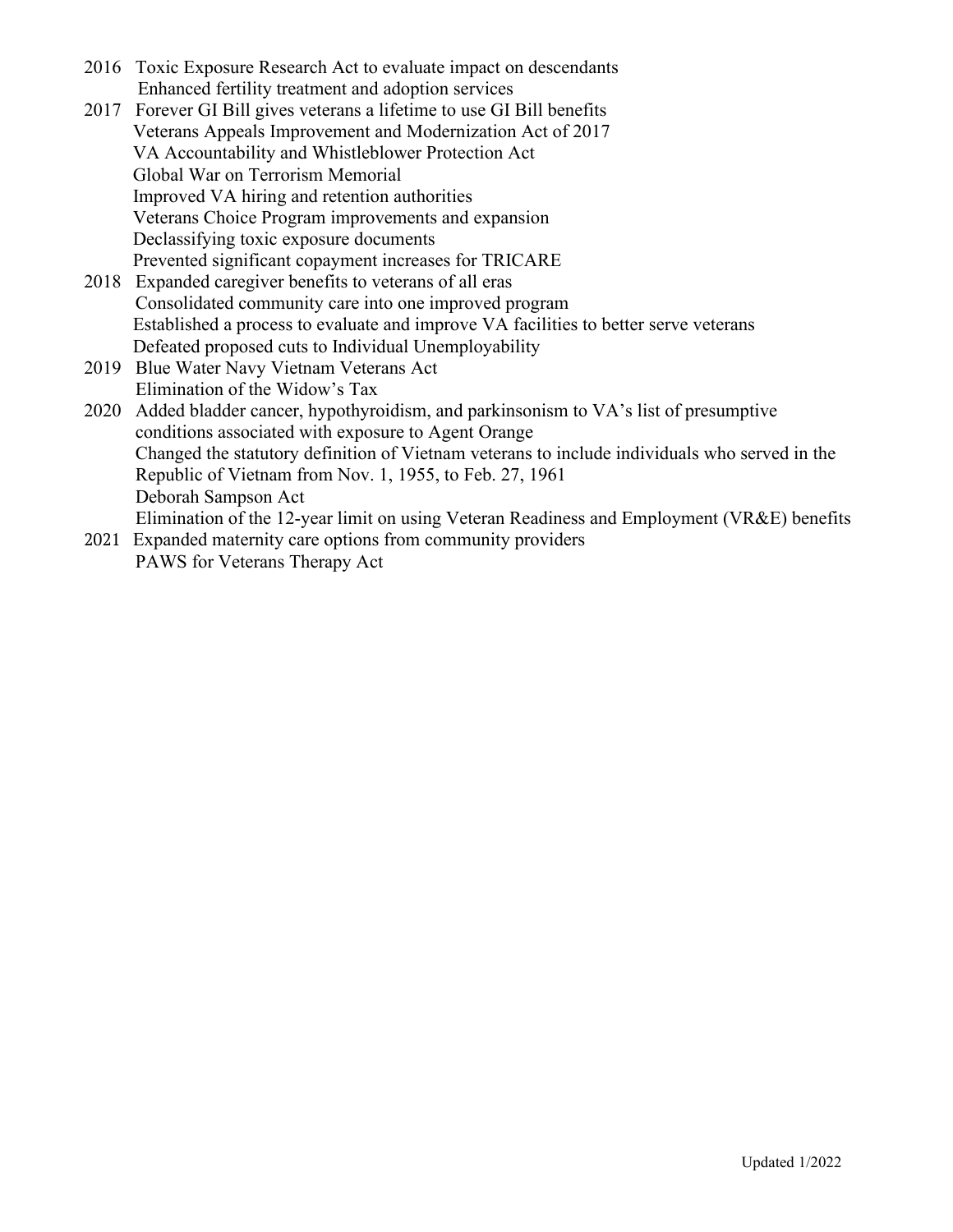2016 Toxic Exposure Research Act to evaluate impact on descendants
 Enhanced fertility treatment and adoption services

2017 Forever GI Bill gives veterans a lifetime to use GI Bill benefits
 Veterans Appeals Improvement and Modernization Act of 2017
 VA Accountability and Whistleblower Protection Act
 Global War on Terrorism Memorial
 Improved VA hiring and retention authorities
 Veterans Choice Program improvements and expansion
 Declassifying toxic exposure documents
 Prevented significant copayment increases for TRICARE

2018 Expanded caregiver benefits to veterans of all eras
 Consolidated community care into one improved program
 Established a process to evaluate and improve VA facilities to better serve veterans
 Defeated proposed cuts to Individual Unemployability

2019 Blue Water Navy Vietnam Veterans Act
 Elimination of the Widow's Tax

2020 Added bladder cancer, hypothyroidism, and parkinsonism to VA's list of presumptive conditions associated with exposure to Agent Orange
 Changed the statutory definition of Vietnam veterans to include individuals who served in the Republic of Vietnam from Nov. 1, 1955, to Feb. 27, 1961
 Deborah Sampson Act
 Elimination of the 12-year limit on using Veteran Readiness and Employment (VR&E) benefits

2021 Expanded maternity care options from community providers
 PAWS for Veterans Therapy Act

Updated 1/2022